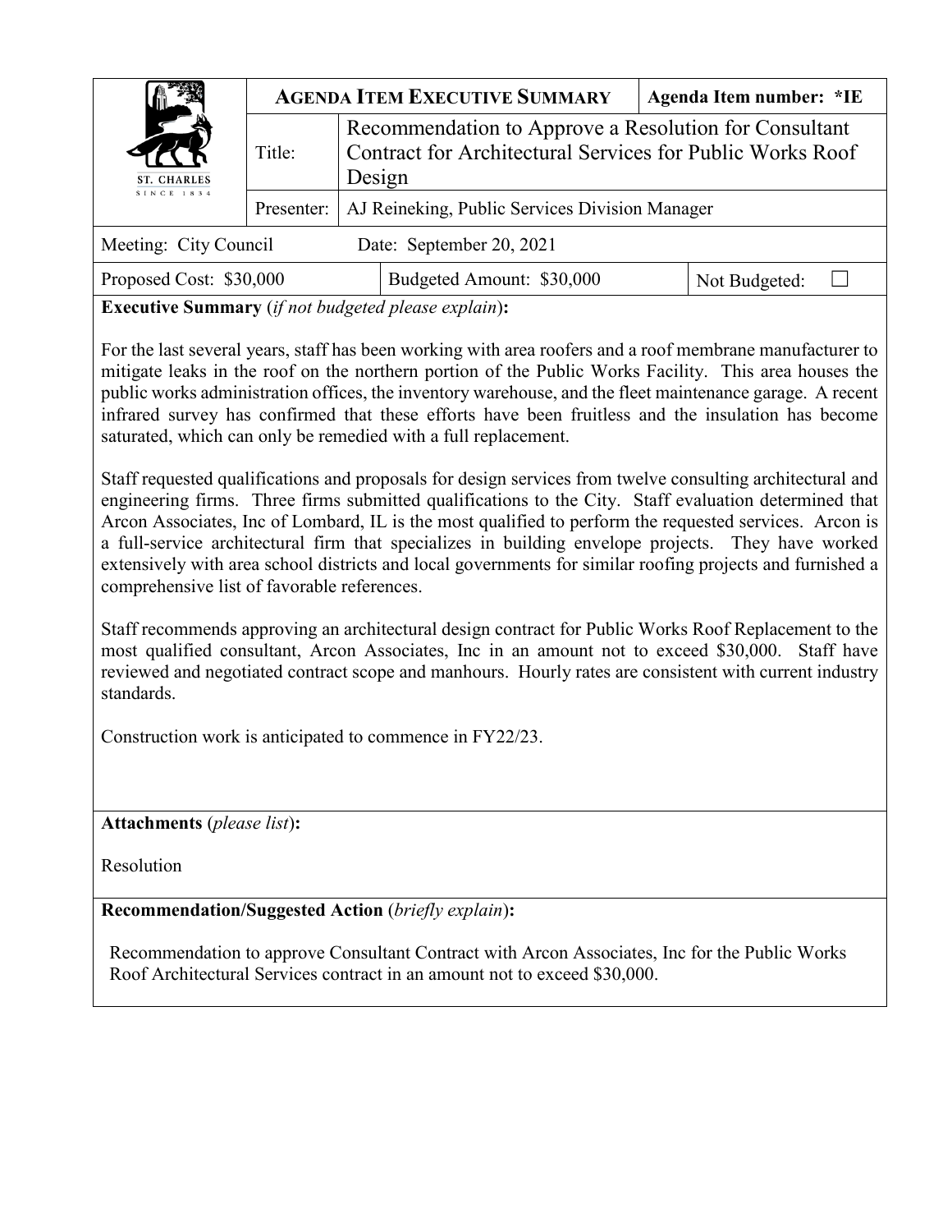| ST. CHARLES SINCE 1834 | **AGENDA ITEM EXECUTIVE SUMMARY** | | **Agenda Item number: *IE** |
|---|---|---|---|
| | Title: | Recommendation to Approve a Resolution for Consultant Contract for Architectural Services for Public Works Roof Design | |
| | Presenter: | AJ Reineking, Public Services Division Manager | |

| Meeting: City Council | Date: September 20, 2021 | |
|---|---|---|
| Proposed Cost: $30,000 | Budgeted Amount: $30,000 | Not Budgeted: ☐ |

**Executive Summary** (*if not budgeted please explain*)**:**

For the last several years, staff has been working with area roofers and a roof membrane manufacturer to mitigate leaks in the roof on the northern portion of the Public Works Facility. This area houses the public works administration offices, the inventory warehouse, and the fleet maintenance garage. A recent infrared survey has confirmed that these efforts have been fruitless and the insulation has become saturated, which can only be remedied with a full replacement.

Staff requested qualifications and proposals for design services from twelve consulting architectural and engineering firms. Three firms submitted qualifications to the City. Staff evaluation determined that Arcon Associates, Inc of Lombard, IL is the most qualified to perform the requested services. Arcon is a full-service architectural firm that specializes in building envelope projects. They have worked extensively with area school districts and local governments for similar roofing projects and furnished a comprehensive list of favorable references.

Staff recommends approving an architectural design contract for Public Works Roof Replacement to the most qualified consultant, Arcon Associates, Inc in an amount not to exceed $30,000. Staff have reviewed and negotiated contract scope and manhours. Hourly rates are consistent with current industry standards.

Construction work is anticipated to commence in FY22/23.

**Attachments** (*please list*)**:**

Resolution

**Recommendation/Suggested Action** (*briefly explain*)**:**

Recommendation to approve Consultant Contract with Arcon Associates, Inc for the Public Works Roof Architectural Services contract in an amount not to exceed $30,000.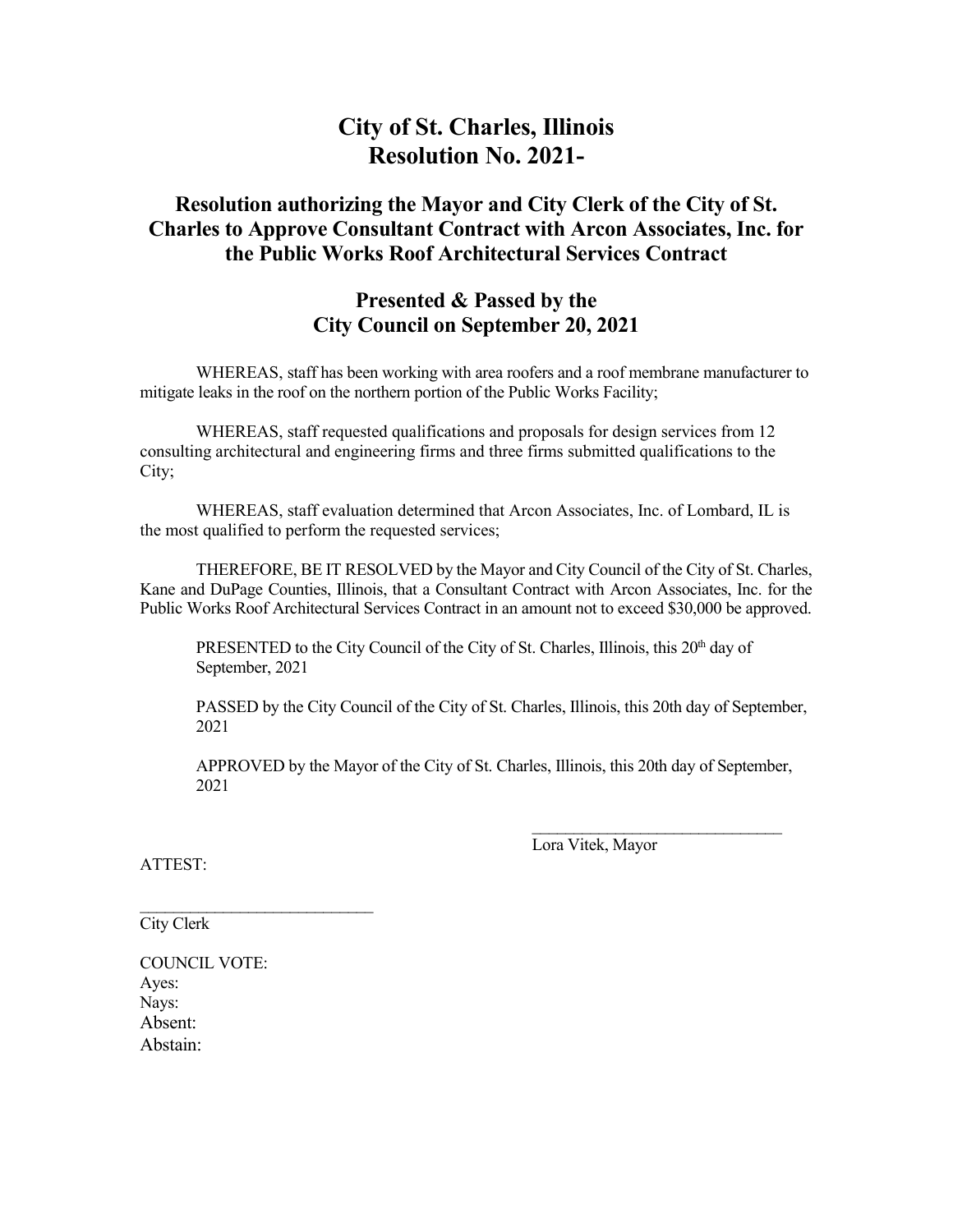# City of St. Charles, Illinois
# Resolution No. 2021-

## Resolution authorizing the Mayor and City Clerk of the City of St. Charles to Approve Consultant Contract with Arcon Associates, Inc. for the Public Works Roof Architectural Services Contract

## Presented & Passed by the City Council on September 20, 2021

WHEREAS, staff has been working with area roofers and a roof membrane manufacturer to mitigate leaks in the roof on the northern portion of the Public Works Facility;

WHEREAS, staff requested qualifications and proposals for design services from 12 consulting architectural and engineering firms and three firms submitted qualifications to the City;

WHEREAS, staff evaluation determined that Arcon Associates, Inc. of Lombard, IL is the most qualified to perform the requested services;

THEREFORE, BE IT RESOLVED by the Mayor and City Council of the City of St. Charles, Kane and DuPage Counties, Illinois, that a Consultant Contract with Arcon Associates, Inc. for the Public Works Roof Architectural Services Contract in an amount not to exceed $30,000 be approved.

PRESENTED to the City Council of the City of St. Charles, Illinois, this 20th day of September, 2021

PASSED by the City Council of the City of St. Charles, Illinois, this 20th day of September, 2021

APPROVED by the Mayor of the City of St. Charles, Illinois, this 20th day of September, 2021

\_\_\_\_\_\_\_\_\_\_\_\_\_\_\_\_\_\_\_\_\_\_\_\_\_\_\_\_\_\_
Lora Vitek, Mayor

ATTEST:

\_\_\_\_\_\_\_\_\_\_\_\_\_\_\_\_\_\_\_\_\_\_\_\_\_\_\_\_
City Clerk

COUNCIL VOTE:
Ayes:
Nays:
Absent:
Abstain: